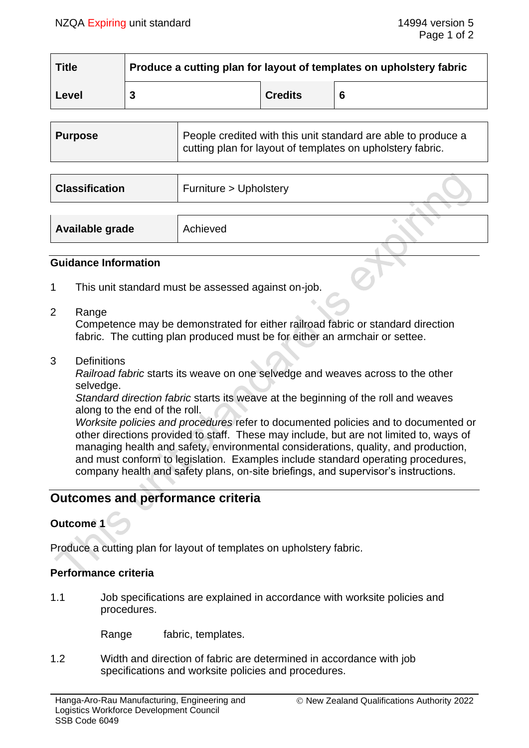| Title | Produce a cutting plan for layout of templates on upholstery fabric | | |
|---|---|---|---|
| Level | 3 | Credits | 6 |

| Purpose | People credited with this unit standard are able to produce a cutting plan for layout of templates on upholstery fabric. |
|---|---|

| Classification | Furniture > Upholstery |
|---|---|

| Available grade | Achieved |
|---|---|

## Guidance Information

1 This unit standard must be assessed against on-job.

2 Range
Competence may be demonstrated for either railroad fabric or standard direction fabric. The cutting plan produced must be for either an armchair or settee.

3 Definitions
*Railroad fabric* starts its weave on one selvedge and weaves across to the other selvedge.
*Standard direction fabric* starts its weave at the beginning of the roll and weaves along to the end of the roll.
*Worksite policies and procedures* refer to documented policies and to documented or other directions provided to staff. These may include, but are not limited to, ways of managing health and safety, environmental considerations, quality, and production, and must conform to legislation. Examples include standard operating procedures, company health and safety plans, on-site briefings, and supervisor's instructions.

## Outcomes and performance criteria

### Outcome 1

Produce a cutting plan for layout of templates on upholstery fabric.

### Performance criteria

1.1 Job specifications are explained in accordance with worksite policies and procedures.

Range fabric, templates.

1.2 Width and direction of fabric are determined in accordance with job specifications and worksite policies and procedures.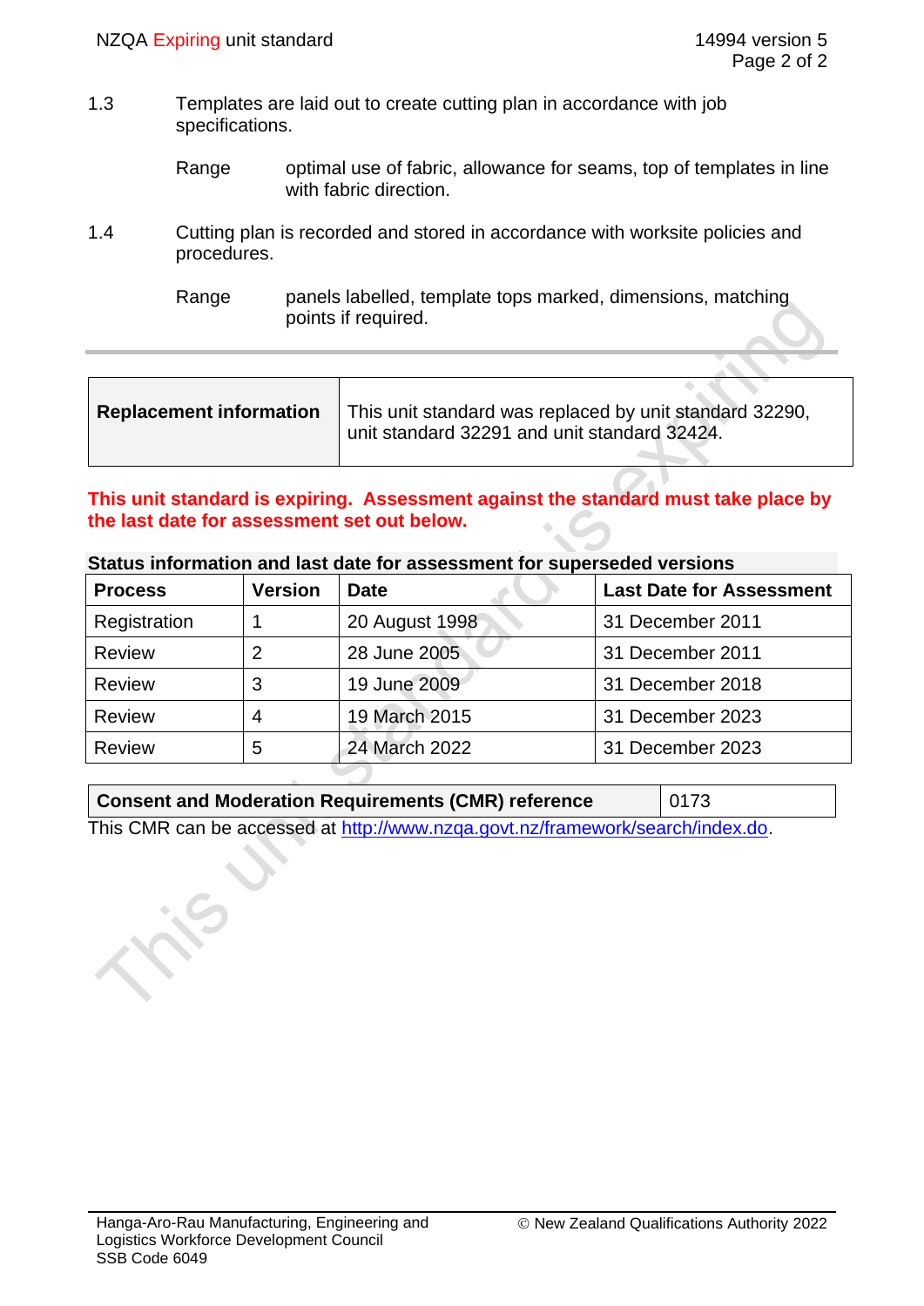1.3 Templates are laid out to create cutting plan in accordance with job specifications.

Range optimal use of fabric, allowance for seams, top of templates in line with fabric direction.

1.4 Cutting plan is recorded and stored in accordance with worksite policies and procedures.

Range panels labelled, template tops marked, dimensions, matching points if required.

| | |
|---|---|
| **Replacement information** | This unit standard was replaced by unit standard 32290, unit standard 32291 and unit standard 32424. |

**This unit standard is expiring. Assessment against the standard must take place by the last date for assessment set out below.**

**Status information and last date for assessment for superseded versions**

| Process | Version | Date | Last Date for Assessment |
|---|---|---|---|
| Registration | 1 | 20 August 1998 | 31 December 2011 |
| Review | 2 | 28 June 2005 | 31 December 2011 |
| Review | 3 | 19 June 2009 | 31 December 2018 |
| Review | 4 | 19 March 2015 | 31 December 2023 |
| Review | 5 | 24 March 2022 | 31 December 2023 |

| | |
|---|---|
| **Consent and Moderation Requirements (CMR) reference** | 0173 |

This CMR can be accessed at http://www.nzqa.govt.nz/framework/search/index.do.